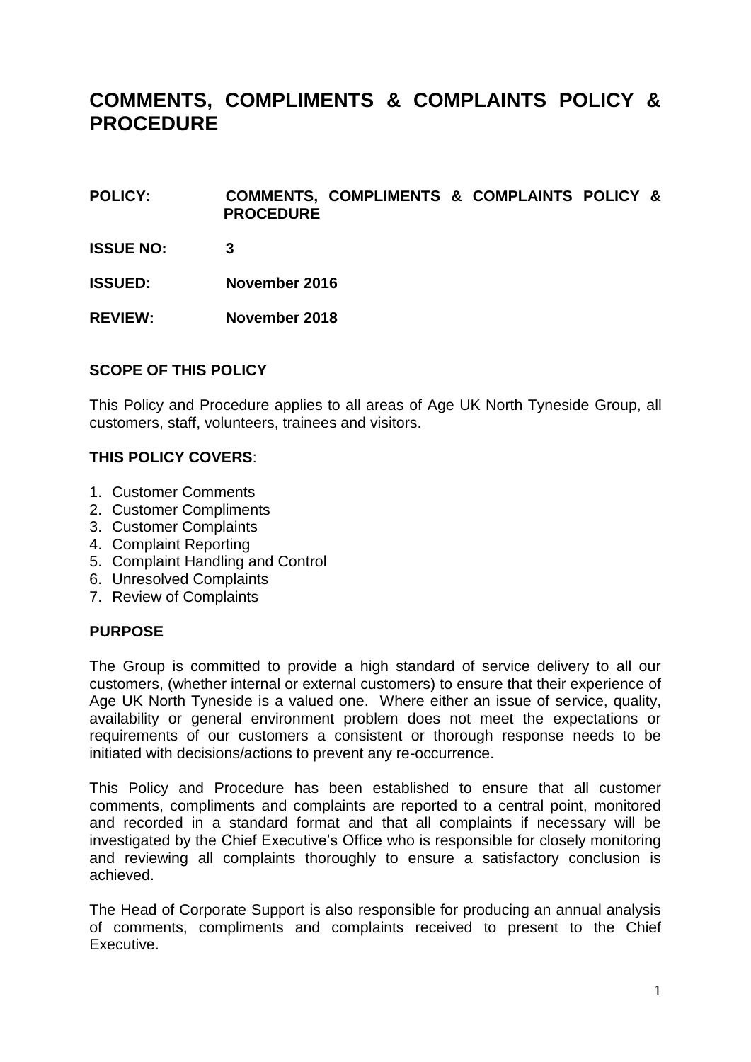# COMMENTS, COMPLIMENTS & COMPLAINTS POLICY & PROCEDURE

**POLICY:** **COMMENTS, COMPLIMENTS & COMPLAINTS POLICY & PROCEDURE**

**ISSUE NO:** **3**

**ISSUED:** **November 2016**

**REVIEW:** **November 2018**

**SCOPE OF THIS POLICY**

This Policy and Procedure applies to all areas of Age UK North Tyneside Group, all customers, staff, volunteers, trainees and visitors.

**THIS POLICY COVERS**:

1. Customer Comments
2. Customer Compliments
3. Customer Complaints
4. Complaint Reporting
5. Complaint Handling and Control
6. Unresolved Complaints
7. Review of Complaints

**PURPOSE**

The Group is committed to provide a high standard of service delivery to all our customers, (whether internal or external customers) to ensure that their experience of Age UK North Tyneside is a valued one. Where either an issue of service, quality, availability or general environment problem does not meet the expectations or requirements of our customers a consistent or thorough response needs to be initiated with decisions/actions to prevent any re-occurrence.

This Policy and Procedure has been established to ensure that all customer comments, compliments and complaints are reported to a central point, monitored and recorded in a standard format and that all complaints if necessary will be investigated by the Chief Executive's Office who is responsible for closely monitoring and reviewing all complaints thoroughly to ensure a satisfactory conclusion is achieved.

The Head of Corporate Support is also responsible for producing an annual analysis of comments, compliments and complaints received to present to the Chief Executive.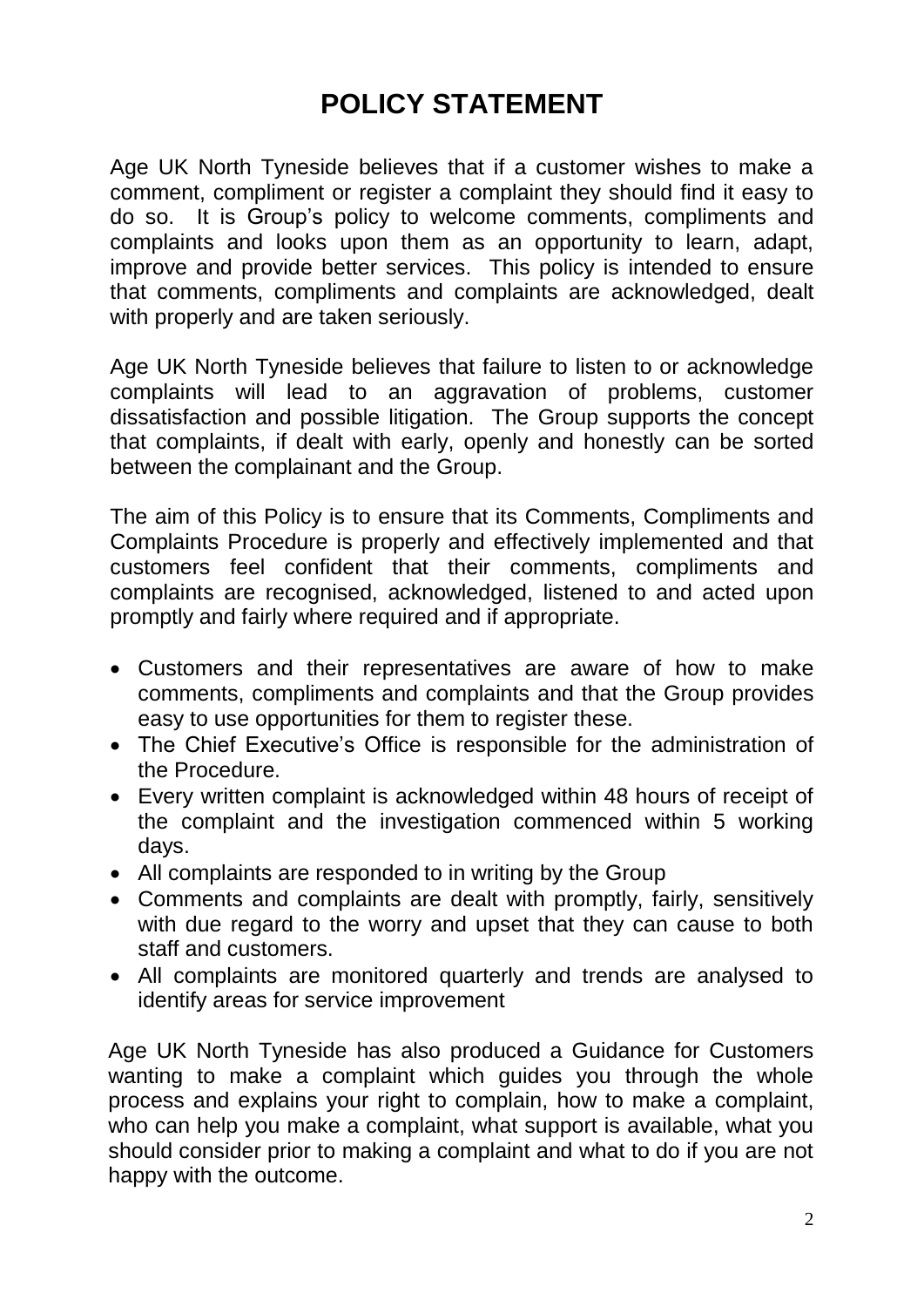# POLICY STATEMENT

Age UK North Tyneside believes that if a customer wishes to make a comment, compliment or register a complaint they should find it easy to do so. It is Group's policy to welcome comments, compliments and complaints and looks upon them as an opportunity to learn, adapt, improve and provide better services. This policy is intended to ensure that comments, compliments and complaints are acknowledged, dealt with properly and are taken seriously.

Age UK North Tyneside believes that failure to listen to or acknowledge complaints will lead to an aggravation of problems, customer dissatisfaction and possible litigation. The Group supports the concept that complaints, if dealt with early, openly and honestly can be sorted between the complainant and the Group.

The aim of this Policy is to ensure that its Comments, Compliments and Complaints Procedure is properly and effectively implemented and that customers feel confident that their comments, compliments and complaints are recognised, acknowledged, listened to and acted upon promptly and fairly where required and if appropriate.

- Customers and their representatives are aware of how to make comments, compliments and complaints and that the Group provides easy to use opportunities for them to register these.
- The Chief Executive's Office is responsible for the administration of the Procedure.
- Every written complaint is acknowledged within 48 hours of receipt of the complaint and the investigation commenced within 5 working days.
- All complaints are responded to in writing by the Group
- Comments and complaints are dealt with promptly, fairly, sensitively with due regard to the worry and upset that they can cause to both staff and customers.
- All complaints are monitored quarterly and trends are analysed to identify areas for service improvement

Age UK North Tyneside has also produced a Guidance for Customers wanting to make a complaint which guides you through the whole process and explains your right to complain, how to make a complaint, who can help you make a complaint, what support is available, what you should consider prior to making a complaint and what to do if you are not happy with the outcome.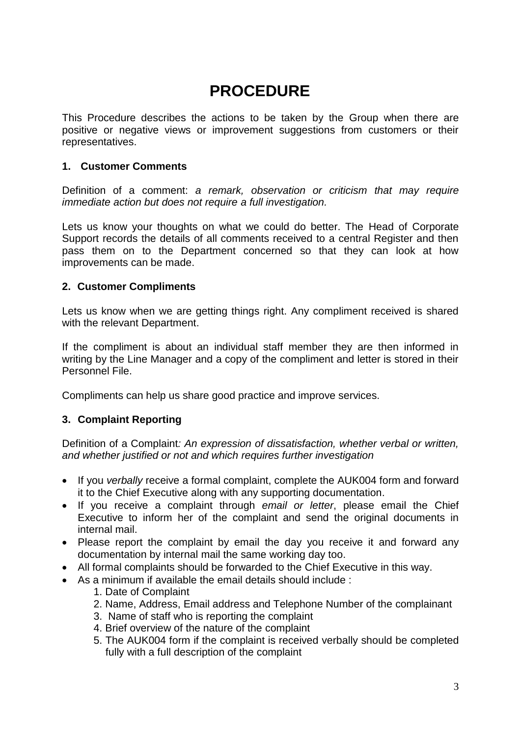# PROCEDURE

This Procedure describes the actions to be taken by the Group when there are positive or negative views or improvement suggestions from customers or their representatives.

## 1. Customer Comments

Definition of a comment: *a remark, observation or criticism that may require immediate action but does not require a full investigation.*

Lets us know your thoughts on what we could do better. The Head of Corporate Support records the details of all comments received to a central Register and then pass them on to the Department concerned so that they can look at how improvements can be made.

## 2. Customer Compliments

Lets us know when we are getting things right. Any compliment received is shared with the relevant Department.

If the compliment is about an individual staff member they are then informed in writing by the Line Manager and a copy of the compliment and letter is stored in their Personnel File.

Compliments can help us share good practice and improve services.

## 3. Complaint Reporting

Definition of a Complaint*: An expression of dissatisfaction, whether verbal or written, and whether justified or not and which requires further investigation*

- If you *verbally* receive a formal complaint, complete the AUK004 form and forward it to the Chief Executive along with any supporting documentation.
- If you receive a complaint through *email or letter*, please email the Chief Executive to inform her of the complaint and send the original documents in internal mail.
- Please report the complaint by email the day you receive it and forward any documentation by internal mail the same working day too.
- All formal complaints should be forwarded to the Chief Executive in this way.
- As a minimum if available the email details should include :
    1. Date of Complaint
    2. Name, Address, Email address and Telephone Number of the complainant
    3. Name of staff who is reporting the complaint
    4. Brief overview of the nature of the complaint
    5. The AUK004 form if the complaint is received verbally should be completed fully with a full description of the complaint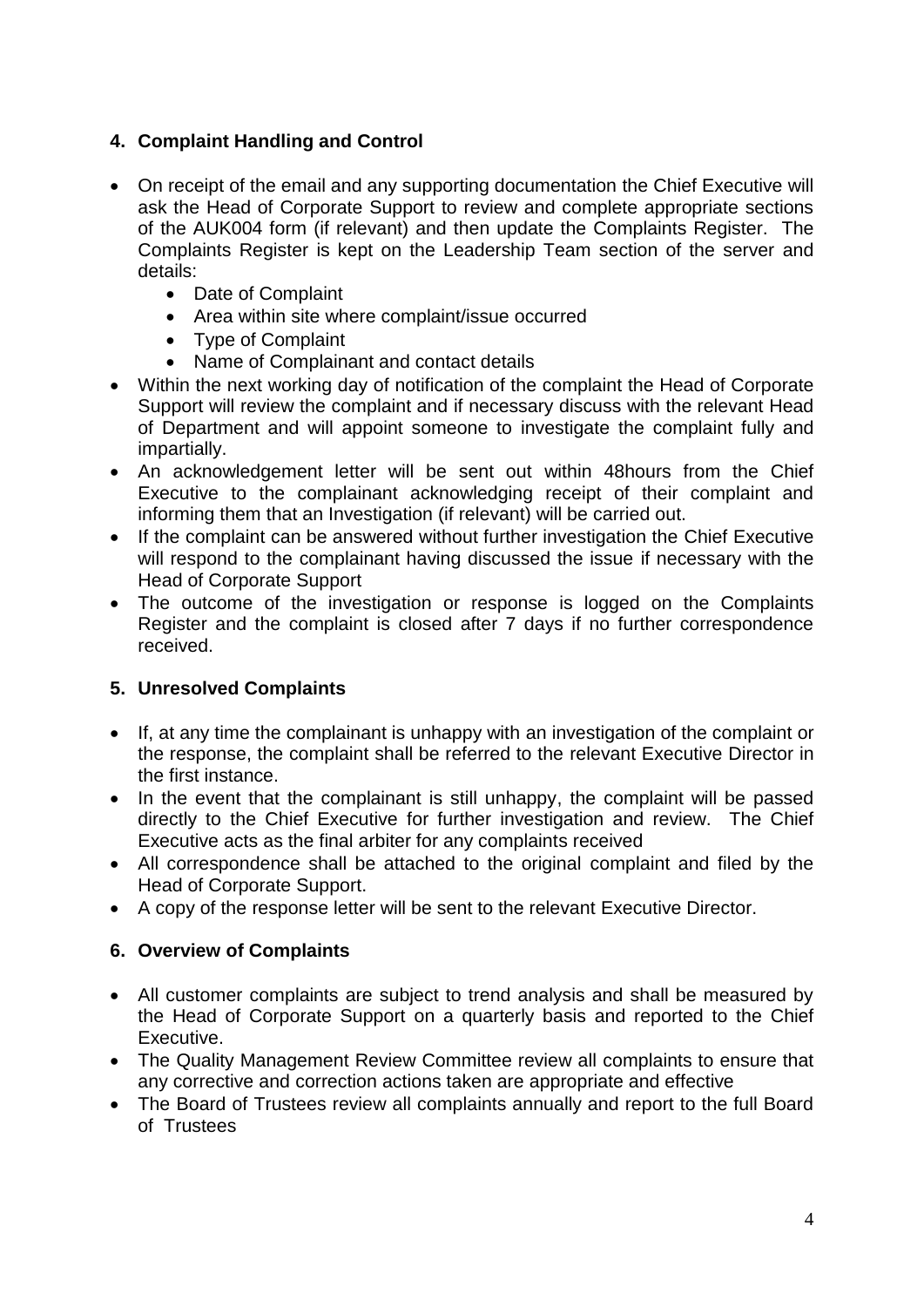## 4. Complaint Handling and Control

- On receipt of the email and any supporting documentation the Chief Executive will ask the Head of Corporate Support to review and complete appropriate sections of the AUK004 form (if relevant) and then update the Complaints Register. The Complaints Register is kept on the Leadership Team section of the server and details:
  - Date of Complaint
  - Area within site where complaint/issue occurred
  - Type of Complaint
  - Name of Complainant and contact details
- Within the next working day of notification of the complaint the Head of Corporate Support will review the complaint and if necessary discuss with the relevant Head of Department and will appoint someone to investigate the complaint fully and impartially.
- An acknowledgement letter will be sent out within 48hours from the Chief Executive to the complainant acknowledging receipt of their complaint and informing them that an Investigation (if relevant) will be carried out.
- If the complaint can be answered without further investigation the Chief Executive will respond to the complainant having discussed the issue if necessary with the Head of Corporate Support
- The outcome of the investigation or response is logged on the Complaints Register and the complaint is closed after 7 days if no further correspondence received.

## 5. Unresolved Complaints

- If, at any time the complainant is unhappy with an investigation of the complaint or the response, the complaint shall be referred to the relevant Executive Director in the first instance.
- In the event that the complainant is still unhappy, the complaint will be passed directly to the Chief Executive for further investigation and review. The Chief Executive acts as the final arbiter for any complaints received
- All correspondence shall be attached to the original complaint and filed by the Head of Corporate Support.
- A copy of the response letter will be sent to the relevant Executive Director.

## 6. Overview of Complaints

- All customer complaints are subject to trend analysis and shall be measured by the Head of Corporate Support on a quarterly basis and reported to the Chief Executive.
- The Quality Management Review Committee review all complaints to ensure that any corrective and correction actions taken are appropriate and effective
- The Board of Trustees review all complaints annually and report to the full Board of Trustees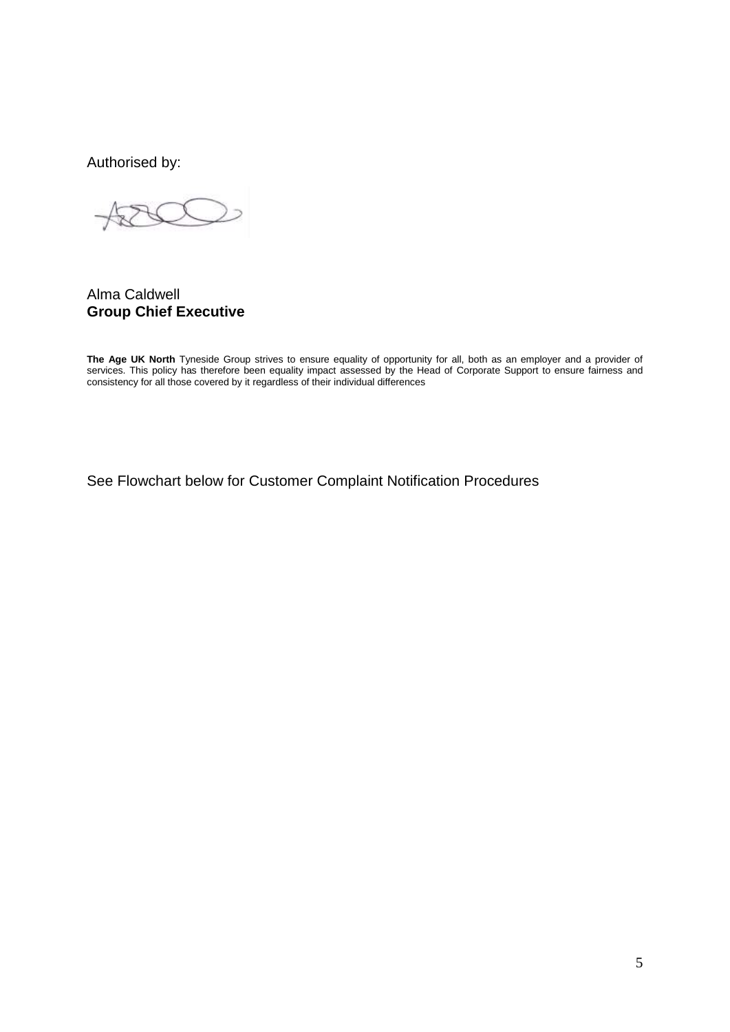Authorised by:

Alma Caldwell
**Group Chief Executive**

**The Age UK North** Tyneside Group strives to ensure equality of opportunity for all, both as an employer and a provider of services. This policy has therefore been equality impact assessed by the Head of Corporate Support to ensure fairness and consistency for all those covered by it regardless of their individual differences

See Flowchart below for Customer Complaint Notification Procedures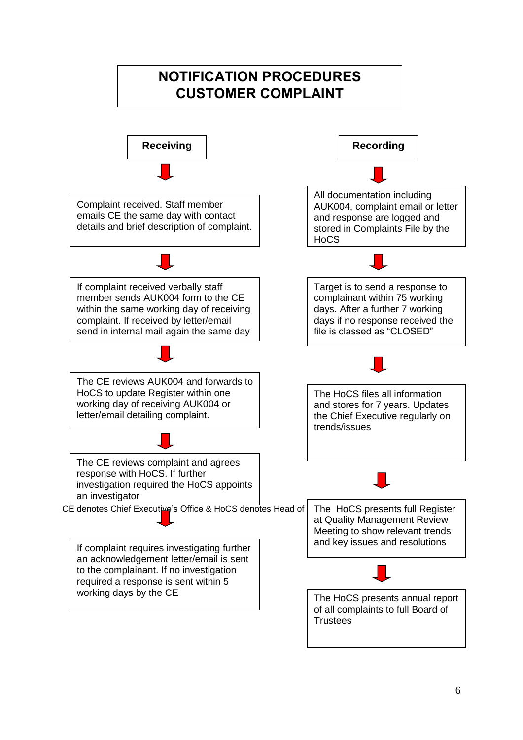# NOTIFICATION PROCEDURES CUSTOMER COMPLAINT

## Receiving

Complaint received. Staff member emails CE the same day with contact details and brief description of complaint.

If complaint received verbally staff member sends AUK004 form to the CE within the same working day of receiving complaint. If received by letter/email send in internal mail again the same day

The CE reviews AUK004 and forwards to HoCS to update Register within one working day of receiving AUK004 or letter/email detailing complaint.

The CE reviews complaint and agrees response with HoCS. If further investigation required the HoCS appoints an investigator

If complaint requires investigating further an acknowledgement letter/email is sent to the complainant. If no investigation required a response is sent within 5 working days by the CE

## Recording

All documentation including AUK004, complaint email or letter and response are logged and stored in Complaints File by the HoCS

Target is to send a response to complainant within 75 working days. After a further 7 working days if no response received the file is classed as "CLOSED"

The HoCS files all information and stores for 7 years. Updates the Chief Executive regularly on trends/issues

The HoCS presents full Register at Quality Management Review Meeting to show relevant trends and key issues and resolutions

The HoCS presents annual report of all complaints to full Board of Trustees

CE denotes Chief Executive's Office & HoCS denotes Head of